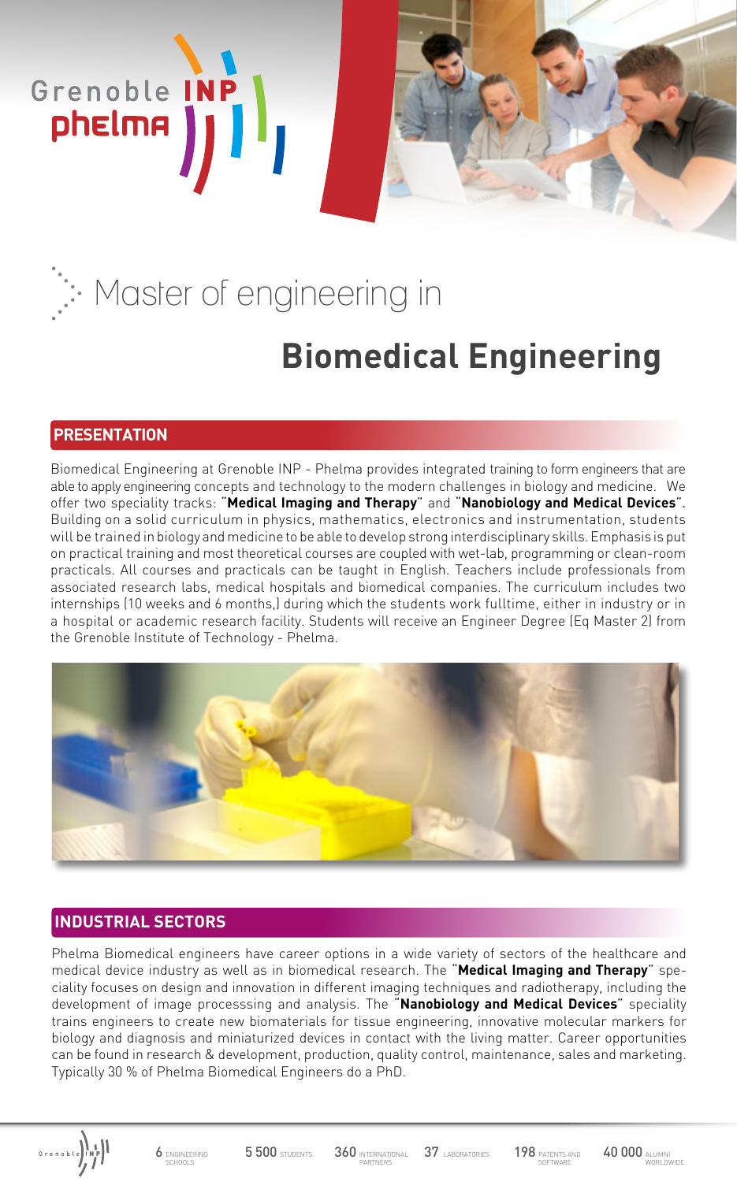Grenoble INP phelma

# Master of engineering in

# Biomedical Engineering

## PRESENTATION

Biomedical Engineering at Grenoble INP - Phelma provides integrated training to form engineers that are able to apply engineering concepts and technology to the modern challenges in biology and medicine. We offer two speciality tracks: "**Medical Imaging and Therapy**" and "**Nanobiology and Medical Devices**". Building on a solid curriculum in physics, mathematics, electronics and instrumentation, students will be trained in biology and medicine to be able to develop strong interdisciplinary skills. Emphasis is put on practical training and most theoretical courses are coupled with wet-lab, programming or clean-room practicals. All courses and practicals can be taught in English. Teachers include professionals from associated research labs, medical hospitals and biomedical companies. The curriculum includes two internships (10 weeks and 6 months,) during which the students work fulltime, either in industry or in a hospital or academic research facility. Students will receive an Engineer Degree (Eq Master 2) from the Grenoble Institute of Technology - Phelma.

## INDUSTRIAL SECTORS

Phelma Biomedical engineers have career options in a wide variety of sectors of the healthcare and medical device industry as well as in biomedical research. The "**Medical Imaging and Therapy**" speciality focuses on design and innovation in different imaging techniques and radiotherapy, including the development of image processsing and analysis. The "**Nanobiology and Medical Devices**" speciality trains engineers to create new biomaterials for tissue engineering, innovative molecular markers for biology and diagnosis and miniaturized devices in contact with the living matter. Career opportunities can be found in research & development, production, quality control, maintenance, sales and marketing. Typically 30 % of Phelma Biomedical Engineers do a PhD.

6 ENGINEERING SCHOOLS | 5 500 STUDENTS | 360 INTERNATIONAL PARTNERS | 37 LABORATORIES | 198 PATENTS AND SOFTWARE | 40 000 ALUMNI WORLDWIDE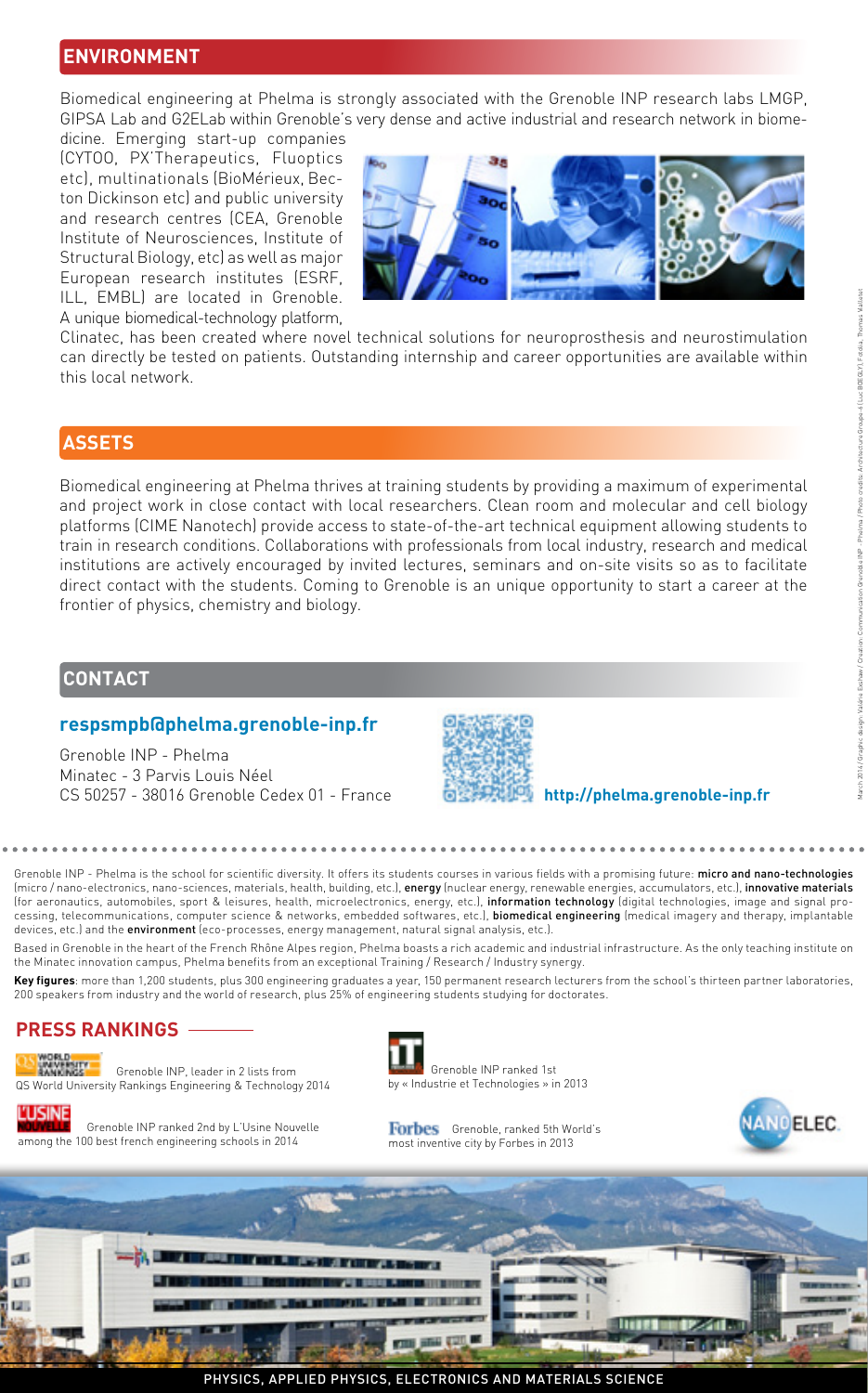## ENVIRONMENT

Biomedical engineering at Phelma is strongly associated with the Grenoble INP research labs LMGP, GIPSA Lab and G2ELab within Grenoble's very dense and active industrial and research network in biomedicine. Emerging start-up companies (CYTOO, PX'Therapeutics, Fluoptics etc), multinationals (BioMérieux, Becton Dickinson etc) and public university and research centres (CEA, Grenoble Institute of Neurosciences, Institute of Structural Biology, etc) as well as major European research institutes (ESRF, ILL, EMBL) are located in Grenoble. A unique biomedical-technology platform, Clinatec, has been created where novel technical solutions for neuroprosthesis and neurostimulation can directly be tested on patients. Outstanding internship and career opportunities are available within this local network.

## ASSETS

Biomedical engineering at Phelma thrives at training students by providing a maximum of experimental and project work in close contact with local researchers. Clean room and molecular and cell biology platforms (CIME Nanotech) provide access to state-of-the-art technical equipment allowing students to train in research conditions. Collaborations with professionals from local industry, research and medical institutions are actively encouraged by invited lectures, seminars and on-site visits so as to facilitate direct contact with the students. Coming to Grenoble is an unique opportunity to start a career at the frontier of physics, chemistry and biology.

## CONTACT

**respsmpb@phelma.grenoble-inp.fr**

Grenoble INP - Phelma
Minatec - 3 Parvis Louis Néel
CS 50257 - 38016 Grenoble Cedex 01 - France

**http://phelma.grenoble-inp.fr**

March 2014 / Graphic design: Valérie Eschalier / Création: Communication Grenoble INP - Phelma / Photo credits: Architecture Groupe-6 (Luc BOEGLY), Fotolia, Thomas Vallelet

Grenoble INP - Phelma is the school for scientific diversity. It offers its students courses in various fields with a promising future: **micro and nano-technologies** (micro / nano-electronics, nano-sciences, materials, health, building, etc.), **energy** (nuclear energy, renewable energies, accumulators, etc.), **innovative materials** (for aeronautics, automobiles, sport & leisures, health, microelectronics, energy, etc.), **information technology** (digital technologies, image and signal processing, telecommunications, computer science & networks, embedded softwares, etc.), **biomedical engineering** (medical imagery and therapy, implantable devices, etc.) and the **environment** (eco-processes, energy management, natural signal analysis, etc.).

Based in Grenoble in the heart of the French Rhône Alpes region, Phelma boasts a rich academic and industrial infrastructure. As the only teaching institute on the Minatec innovation campus, Phelma benefits from an exceptional Training / Research / Industry synergy.

**Key figures**: more than 1,200 students, plus 300 engineering graduates a year, 150 permanent research lecturers from the school's thirteen partner laboratories, 200 speakers from industry and the world of research, plus 25% of engineering students studying for doctorates.

## PRESS RANKINGS

Grenoble INP, leader in 2 lists from QS World University Rankings Engineering & Technology 2014

Grenoble INP ranked 1st by « Industrie et Technologies » in 2013

Grenoble INP ranked 2nd by L'Usine Nouvelle among the 100 best french engineering schools in 2014

Grenoble, ranked 5th World's most inventive city by Forbes in 2013

PHYSICS, APPLIED PHYSICS, ELECTRONICS AND MATERIALS SCIENCE